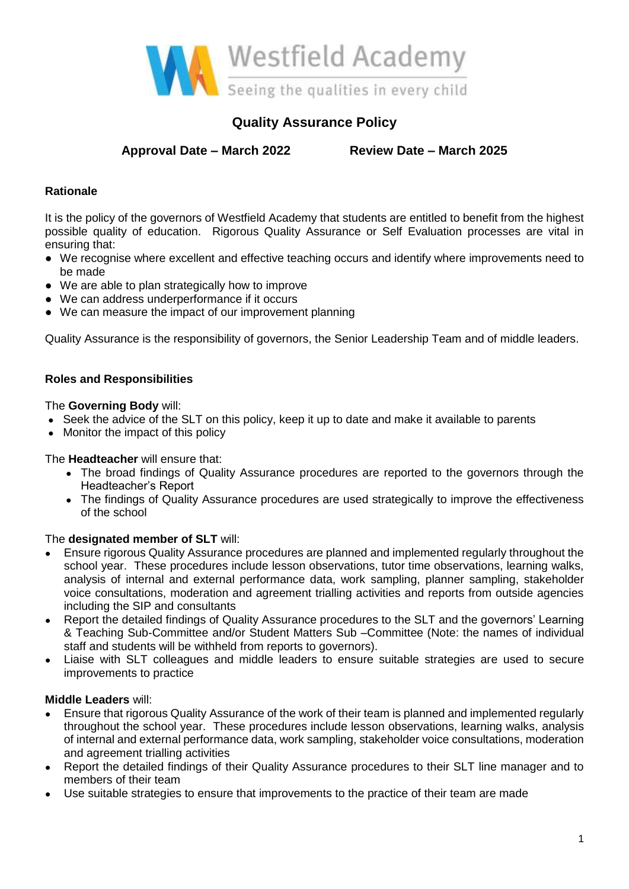Westfield Academy

Seeing the qualities in every child

# Quality Assurance Policy

**Approval Date – March 2022** **Review Date – March 2025**

## Rationale

It is the policy of the governors of Westfield Academy that students are entitled to benefit from the highest possible quality of education. Rigorous Quality Assurance or Self Evaluation processes are vital in ensuring that:

- We recognise where excellent and effective teaching occurs and identify where improvements need to be made
- We are able to plan strategically how to improve
- We can address underperformance if it occurs
- We can measure the impact of our improvement planning

Quality Assurance is the responsibility of governors, the Senior Leadership Team and of middle leaders.

## Roles and Responsibilities

The **Governing Body** will:

- Seek the advice of the SLT on this policy, keep it up to date and make it available to parents
- Monitor the impact of this policy

The **Headteacher** will ensure that:

- The broad findings of Quality Assurance procedures are reported to the governors through the Headteacher's Report
- The findings of Quality Assurance procedures are used strategically to improve the effectiveness of the school

The **designated member of SLT** will:

- Ensure rigorous Quality Assurance procedures are planned and implemented regularly throughout the school year. These procedures include lesson observations, tutor time observations, learning walks, analysis of internal and external performance data, work sampling, planner sampling, stakeholder voice consultations, moderation and agreement trialling activities and reports from outside agencies including the SIP and consultants
- Report the detailed findings of Quality Assurance procedures to the SLT and the governors' Learning & Teaching Sub-Committee and/or Student Matters Sub –Committee (Note: the names of individual staff and students will be withheld from reports to governors).
- Liaise with SLT colleagues and middle leaders to ensure suitable strategies are used to secure improvements to practice

**Middle Leaders** will:

- Ensure that rigorous Quality Assurance of the work of their team is planned and implemented regularly throughout the school year. These procedures include lesson observations, learning walks, analysis of internal and external performance data, work sampling, stakeholder voice consultations, moderation and agreement trialling activities
- Report the detailed findings of their Quality Assurance procedures to their SLT line manager and to members of their team
- Use suitable strategies to ensure that improvements to the practice of their team are made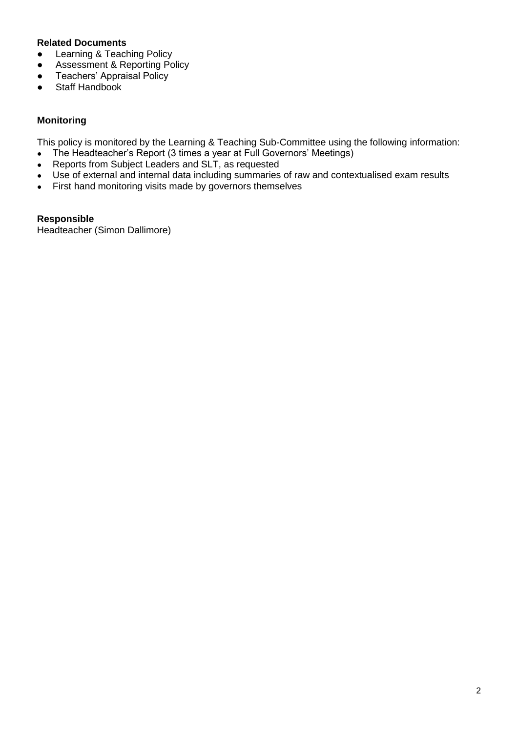**Related Documents**

- Learning & Teaching Policy
- Assessment & Reporting Policy
- Teachers' Appraisal Policy
- Staff Handbook

**Monitoring**

This policy is monitored by the Learning & Teaching Sub-Committee using the following information:

- The Headteacher's Report (3 times a year at Full Governors' Meetings)
- Reports from Subject Leaders and SLT, as requested
- Use of external and internal data including summaries of raw and contextualised exam results
- First hand monitoring visits made by governors themselves

**Responsible**

Headteacher (Simon Dallimore)